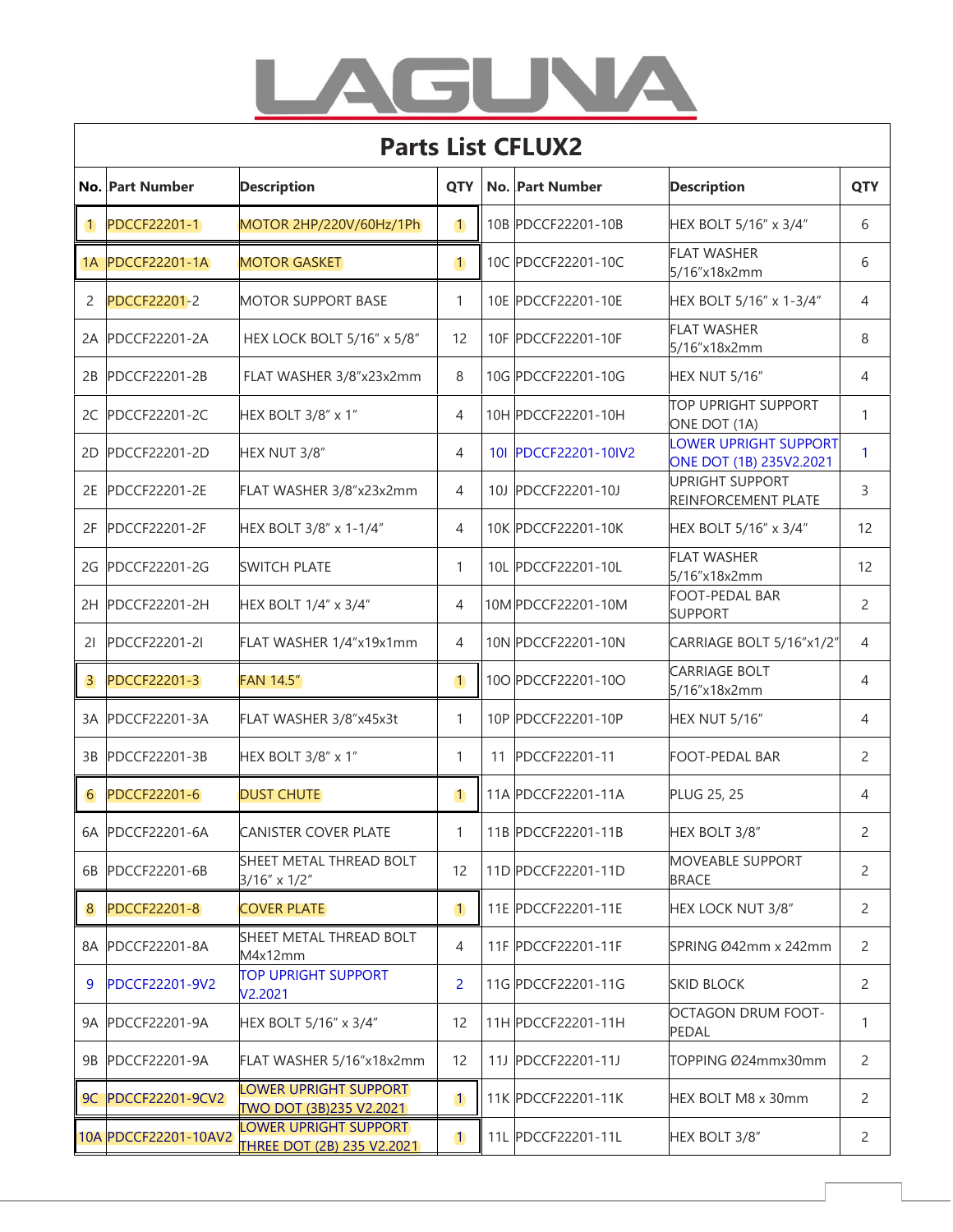# LAGUNA

## Parts List CFLUX2

| No. | Part Number | Description | QTY | No. | Part Number | Description | QTY |
|---|---|---|---|---|---|---|---|
| 1 | PDCCF22201-1 | MOTOR 2HP/220V/60Hz/1Ph | 1 | 10B | PDCCF22201-10B | HEX BOLT 5/16" x 3/4" | 6 |
| 1A | PDCCF22201-1A | MOTOR GASKET | 1 | 10C | PDCCF22201-10C | FLAT WASHER 5/16"x18x2mm | 6 |
| 2 | PDCCF22201-2 | MOTOR SUPPORT BASE | 1 | 10E | PDCCF22201-10E | HEX BOLT 5/16" x 1-3/4" | 4 |
| 2A | PDCCF22201-2A | HEX LOCK BOLT 5/16" x 5/8" | 12 | 10F | PDCCF22201-10F | FLAT WASHER 5/16"x18x2mm | 8 |
| 2B | PDCCF22201-2B | FLAT WASHER 3/8"x23x2mm | 8 | 10G | PDCCF22201-10G | HEX NUT 5/16" | 4 |
| 2C | PDCCF22201-2C | HEX BOLT 3/8" x 1" | 4 | 10H | PDCCF22201-10H | TOP UPRIGHT SUPPORT ONE DOT (1A) | 1 |
| 2D | PDCCF22201-2D | HEX NUT 3/8" | 4 | 10I | PDCCF22201-10IV2 | LOWER UPRIGHT SUPPORT ONE DOT (1B) 235V2.2021 | 1 |
| 2E | PDCCF22201-2E | FLAT WASHER 3/8"x23x2mm | 4 | 10J | PDCCF22201-10J | UPRIGHT SUPPORT REINFORCEMENT PLATE | 3 |
| 2F | PDCCF22201-2F | HEX BOLT 3/8" x 1-1/4" | 4 | 10K | PDCCF22201-10K | HEX BOLT 5/16" x 3/4" | 12 |
| 2G | PDCCF22201-2G | SWITCH PLATE | 1 | 10L | PDCCF22201-10L | FLAT WASHER 5/16"x18x2mm | 12 |
| 2H | PDCCF22201-2H | HEX BOLT 1/4" x 3/4" | 4 | 10M | PDCCF22201-10M | FOOT-PEDAL BAR SUPPORT | 2 |
| 2I | PDCCF22201-2I | FLAT WASHER 1/4"x19x1mm | 4 | 10N | PDCCF22201-10N | CARRIAGE BOLT 5/16"x1/2" | 4 |
| 3 | PDCCF22201-3 | FAN 14.5" | 1 | 10O | PDCCF22201-10O | CARRIAGE BOLT 5/16"x18x2mm | 4 |
| 3A | PDCCF22201-3A | FLAT WASHER 3/8"x45x3t | 1 | 10P | PDCCF22201-10P | HEX NUT 5/16" | 4 |
| 3B | PDCCF22201-3B | HEX BOLT 3/8" x 1" | 1 | 11 | PDCCF22201-11 | FOOT-PEDAL BAR | 2 |
| 6 | PDCCF22201-6 | DUST CHUTE | 1 | 11A | PDCCF22201-11A | PLUG 25, 25 | 4 |
| 6A | PDCCF22201-6A | CANISTER COVER PLATE | 1 | 11B | PDCCF22201-11B | HEX BOLT 3/8" | 2 |
| 6B | PDCCF22201-6B | SHEET METAL THREAD BOLT 3/16" x 1/2" | 12 | 11D | PDCCF22201-11D | MOVEABLE SUPPORT BRACE | 2 |
| 8 | PDCCF22201-8 | COVER PLATE | 1 | 11E | PDCCF22201-11E | HEX LOCK NUT 3/8" | 2 |
| 8A | PDCCF22201-8A | SHEET METAL THREAD BOLT M4x12mm | 4 | 11F | PDCCF22201-11F | SPRING Ø42mm x 242mm | 2 |
| 9 | PDCCF22201-9V2 | TOP UPRIGHT SUPPORT V2.2021 | 2 | 11G | PDCCF22201-11G | SKID BLOCK | 2 |
| 9A | PDCCF22201-9A | HEX BOLT 5/16" x 3/4" | 12 | 11H | PDCCF22201-11H | OCTAGON DRUM FOOT-PEDAL | 1 |
| 9B | PDCCF22201-9A | FLAT WASHER 5/16"x18x2mm | 12 | 11J | PDCCF22201-11J | TOPPING Ø24mmx30mm | 2 |
| 9C | PDCCF22201-9CV2 | LOWER UPRIGHT SUPPORT TWO DOT (3B)235 V2.2021 | 1 | 11K | PDCCF22201-11K | HEX BOLT M8 x 30mm | 2 |
| 10A | PDCCF22201-10AV2 | LOWER UPRIGHT SUPPORT THREE DOT (2B) 235 V2.2021 | 1 | 11L | PDCCF22201-11L | HEX BOLT 3/8" | 2 |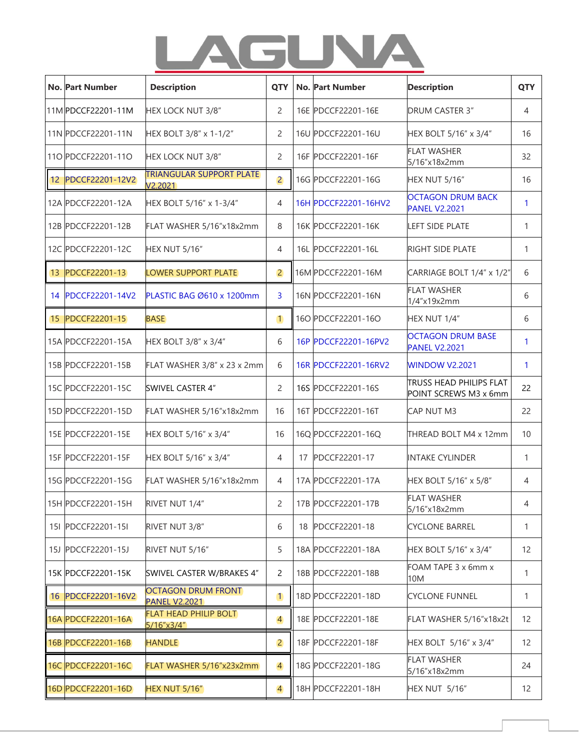# LAGUNA

| No. | Part Number | Description | QTY | No. | Part Number | Description | QTY |
|---|---|---|---|---|---|---|---|
| 11M | PDCCF22201-11M | HEX LOCK NUT 3/8" | 2 | 16E | PDCCF22201-16E | DRUM CASTER 3" | 4 |
| 11N | PDCCF22201-11N | HEX BOLT 3/8" x 1-1/2" | 2 | 16U | PDCCF22201-16U | HEX BOLT 5/16" x 3/4" | 16 |
| 11O | PDCCF22201-11O | HEX LOCK NUT 3/8" | 2 | 16F | PDCCF22201-16F | FLAT WASHER 5/16"x18x2mm | 32 |
| 12 | PDCCF22201-12V2 | TRIANGULAR SUPPORT PLATE V2.2021 | 2 | 16G | PDCCF22201-16G | HEX NUT 5/16" | 16 |
| 12A | PDCCF22201-12A | HEX BOLT 5/16" x 1-3/4" | 4 | 16H | PDCCF22201-16HV2 | OCTAGON DRUM BACK PANEL V2.2021 | 1 |
| 12B | PDCCF22201-12B | FLAT WASHER 5/16"x18x2mm | 8 | 16K | PDCCF22201-16K | LEFT SIDE PLATE | 1 |
| 12C | PDCCF22201-12C | HEX NUT 5/16" | 4 | 16L | PDCCF22201-16L | RIGHT SIDE PLATE | 1 |
| 13 | PDCCF22201-13 | LOWER SUPPORT PLATE | 2 | 16M | PDCCF22201-16M | CARRIAGE BOLT 1/4" x 1/2" | 6 |
| 14 | PDCCF22201-14V2 | PLASTIC BAG Ø610 x 1200mm | 3 | 16N | PDCCF22201-16N | FLAT WASHER 1/4"x19x2mm | 6 |
| 15 | PDCCF22201-15 | BASE | 1 | 16O | PDCCF22201-16O | HEX NUT 1/4" | 6 |
| 15A | PDCCF22201-15A | HEX BOLT 3/8" x 3/4" | 6 | 16P | PDCCF22201-16PV2 | OCTAGON DRUM BASE PANEL V2.2021 | 1 |
| 15B | PDCCF22201-15B | FLAT WASHER 3/8" x 23 x 2mm | 6 | 16R | PDCCF22201-16RV2 | WINDOW V2.2021 | 1 |
| 15C | PDCCF22201-15C | SWIVEL CASTER 4" | 2 | 16S | PDCCF22201-16S | TRUSS HEAD PHILIPS FLAT POINT SCREWS M3 x 6mm | 22 |
| 15D | PDCCF22201-15D | FLAT WASHER 5/16"x18x2mm | 16 | 16T | PDCCF22201-16T | CAP NUT M3 | 22 |
| 15E | PDCCF22201-15E | HEX BOLT 5/16" x 3/4" | 16 | 16Q | PDCCF22201-16Q | THREAD BOLT M4 x 12mm | 10 |
| 15F | PDCCF22201-15F | HEX BOLT 5/16" x 3/4" | 4 | 17 | PDCCF22201-17 | INTAKE CYLINDER | 1 |
| 15G | PDCCF22201-15G | FLAT WASHER 5/16"x18x2mm | 4 | 17A | PDCCF22201-17A | HEX BOLT 5/16" x 5/8" | 4 |
| 15H | PDCCF22201-15H | RIVET NUT 1/4" | 2 | 17B | PDCCF22201-17B | FLAT WASHER 5/16"x18x2mm | 4 |
| 15I | PDCCF22201-15I | RIVET NUT 3/8" | 6 | 18 | PDCCF22201-18 | CYCLONE BARREL | 1 |
| 15J | PDCCF22201-15J | RIVET NUT 5/16" | 5 | 18A | PDCCF22201-18A | HEX BOLT 5/16" x 3/4" | 12 |
| 15K | PDCCF22201-15K | SWIVEL CASTER W/BRAKES 4" | 2 | 18B | PDCCF22201-18B | FOAM TAPE 3 x 6mm x 10M | 1 |
| 16 | PDCCF22201-16V2 | OCTAGON DRUM FRONT PANEL V2.2021 | 1 | 18D | PDCCF22201-18D | CYCLONE FUNNEL | 1 |
| 16A | PDCCF22201-16A | FLAT HEAD PHILIP BOLT 5/16"x3/4" | 4 | 18E | PDCCF22201-18E | FLAT WASHER 5/16"x18x2t | 12 |
| 16B | PDCCF22201-16B | HANDLE | 2 | 18F | PDCCF22201-18F | HEX BOLT 5/16" x 3/4" | 12 |
| 16C | PDCCF22201-16C | FLAT WASHER 5/16"x23x2mm | 4 | 18G | PDCCF22201-18G | FLAT WASHER 5/16"x18x2mm | 24 |
| 16D | PDCCF22201-16D | HEX NUT 5/16" | 4 | 18H | PDCCF22201-18H | HEX NUT 5/16" | 12 |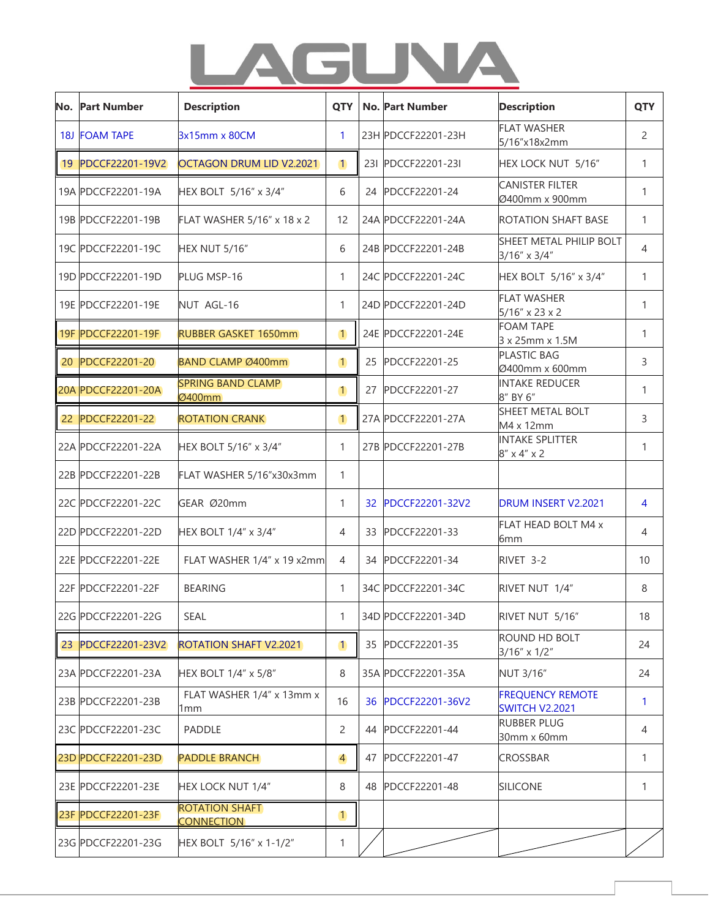# LAGUNA

| No. | Part Number | Description | QTY | No. | Part Number | Description | QTY |
|---|---|---|---|---|---|---|---|
| 18J | FOAM TAPE | 3x15mm x 80CM | 1 | 23H | PDCCF22201-23H | FLAT WASHER 5/16"x18x2mm | 2 |
| 19 | PDCCF22201-19V2 | OCTAGON DRUM LID V2.2021 | 1 | 23I | PDCCF22201-23I | HEX LOCK NUT 5/16" | 1 |
| 19A | PDCCF22201-19A | HEX BOLT 5/16" x 3/4" | 6 | 24 | PDCCF22201-24 | CANISTER FILTER Ø400mm x 900mm | 1 |
| 19B | PDCCF22201-19B | FLAT WASHER 5/16" x 18 x 2 | 12 | 24A | PDCCF22201-24A | ROTATION SHAFT BASE | 1 |
| 19C | PDCCF22201-19C | HEX NUT 5/16" | 6 | 24B | PDCCF22201-24B | SHEET METAL PHILIP BOLT 3/16" x 3/4" | 4 |
| 19D | PDCCF22201-19D | PLUG MSP-16 | 1 | 24C | PDCCF22201-24C | HEX BOLT 5/16" x 3/4" | 1 |
| 19E | PDCCF22201-19E | NUT AGL-16 | 1 | 24D | PDCCF22201-24D | FLAT WASHER 5/16" x 23 x 2 | 1 |
| 19F | PDCCF22201-19F | RUBBER GASKET 1650mm | 1 | 24E | PDCCF22201-24E | FOAM TAPE 3 x 25mm x 1.5M | 1 |
| 20 | PDCCF22201-20 | BAND CLAMP Ø400mm | 1 | 25 | PDCCF22201-25 | PLASTIC BAG Ø400mm x 600mm | 3 |
| 20A | PDCCF22201-20A | SPRING BAND CLAMP Ø400mm | 1 | 27 | PDCCF22201-27 | INTAKE REDUCER 8" BY 6" | 1 |
| 22 | PDCCF22201-22 | ROTATION CRANK | 1 | 27A | PDCCF22201-27A | SHEET METAL BOLT M4 x 12mm | 3 |
| 22A | PDCCF22201-22A | HEX BOLT 5/16" x 3/4" | 1 | 27B | PDCCF22201-27B | INTAKE SPLITTER 8" x 4" x 2 | 1 |
| 22B | PDCCF22201-22B | FLAT WASHER 5/16"x30x3mm | 1 | | | | |
| 22C | PDCCF22201-22C | GEAR Ø20mm | 1 | 32 | PDCCF22201-32V2 | DRUM INSERT V2.2021 | 4 |
| 22D | PDCCF22201-22D | HEX BOLT 1/4" x 3/4" | 4 | 33 | PDCCF22201-33 | FLAT HEAD BOLT M4 x 6mm | 4 |
| 22E | PDCCF22201-22E | FLAT WASHER 1/4" x 19 x2mm | 4 | 34 | PDCCF22201-34 | RIVET 3-2 | 10 |
| 22F | PDCCF22201-22F | BEARING | 1 | 34C | PDCCF22201-34C | RIVET NUT 1/4" | 8 |
| 22G | PDCCF22201-22G | SEAL | 1 | 34D | PDCCF22201-34D | RIVET NUT 5/16" | 18 |
| 23 | PDCCF22201-23V2 | ROTATION SHAFT V2.2021 | 1 | 35 | PDCCF22201-35 | ROUND HD BOLT 3/16" x 1/2" | 24 |
| 23A | PDCCF22201-23A | HEX BOLT 1/4" x 5/8" | 8 | 35A | PDCCF22201-35A | NUT 3/16" | 24 |
| 23B | PDCCF22201-23B | FLAT WASHER 1/4" x 13mm x 1mm | 16 | 36 | PDCCF22201-36V2 | FREQUENCY REMOTE SWITCH V2.2021 | 1 |
| 23C | PDCCF22201-23C | PADDLE | 2 | 44 | PDCCF22201-44 | RUBBER PLUG 30mm x 60mm | 4 |
| 23D | PDCCF22201-23D | PADDLE BRANCH | 4 | 47 | PDCCF22201-47 | CROSSBAR | 1 |
| 23E | PDCCF22201-23E | HEX LOCK NUT 1/4" | 8 | 48 | PDCCF22201-48 | SILICONE | 1 |
| 23F | PDCCF22201-23F | ROTATION SHAFT CONNECTION | 1 | | | | |
| 23G | PDCCF22201-23G | HEX BOLT 5/16" x 1-1/2" | 1 | | | | |